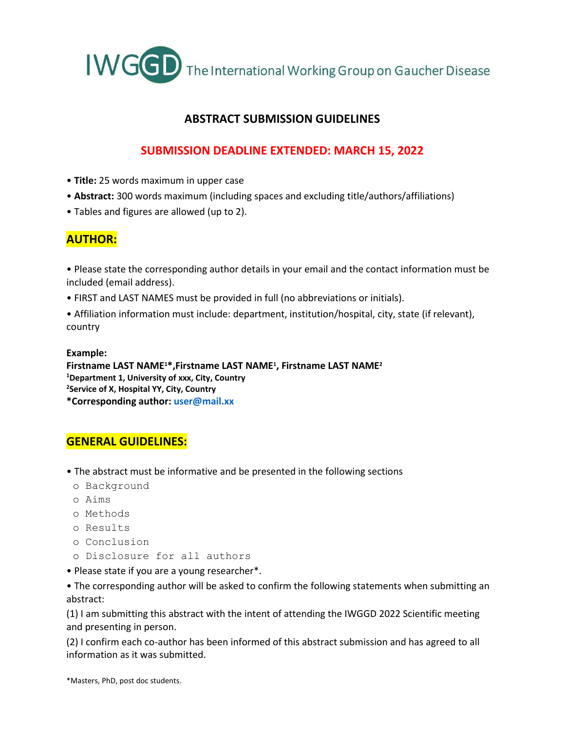IWGGD The International Working Group on Gaucher Disease

# ABSTRACT SUBMISSION GUIDELINES

## SUBMISSION DEADLINE EXTENDED: MARCH 15, 2022

- **Title:** 25 words maximum in upper case
- **Abstract:** 300 words maximum (including spaces and excluding title/authors/affiliations)
- Tables and figures are allowed (up to 2).

## AUTHOR:

- Please state the corresponding author details in your email and the contact information must be included (email address).
- FIRST and LAST NAMES must be provided in full (no abbreviations or initials).
- Affiliation information must include: department, institution/hospital, city, state (if relevant), country

**Example:**
**Firstname LAST NAME[1]*,Firstname LAST NAME[1], Firstname LAST NAME[2]**
**[1]Department 1, University of xxx, City, Country**
**[2]Service of X, Hospital YY, City, Country**
***Corresponding author: user@mail.xx**

## GENERAL GUIDELINES:

- The abstract must be informative and be presented in the following sections
  - Background
  - Aims
  - Methods
  - Results
  - Conclusion
  - Disclosure for all authors
- Please state if you are a young researcher*.
- The corresponding author will be asked to confirm the following statements when submitting an abstract:

(1) I am submitting this abstract with the intent of attending the IWGGD 2022 Scientific meeting and presenting in person.

(2) I confirm each co-author has been informed of this abstract submission and has agreed to all information as it was submitted.

*Masters, PhD, post doc students.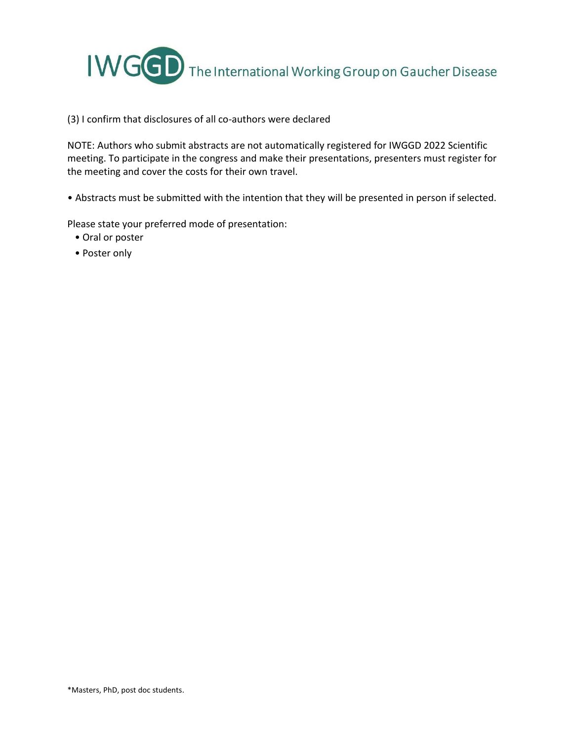(3) I confirm that disclosures of all co-authors were declared

NOTE: Authors who submit abstracts are not automatically registered for IWGGD 2022 Scientific meeting. To participate in the congress and make their presentations, presenters must register for the meeting and cover the costs for their own travel.

• Abstracts must be submitted with the intention that they will be presented in person if selected.

Please state your preferred mode of presentation:

- Oral or poster
- Poster only

*Masters, PhD, post doc students.